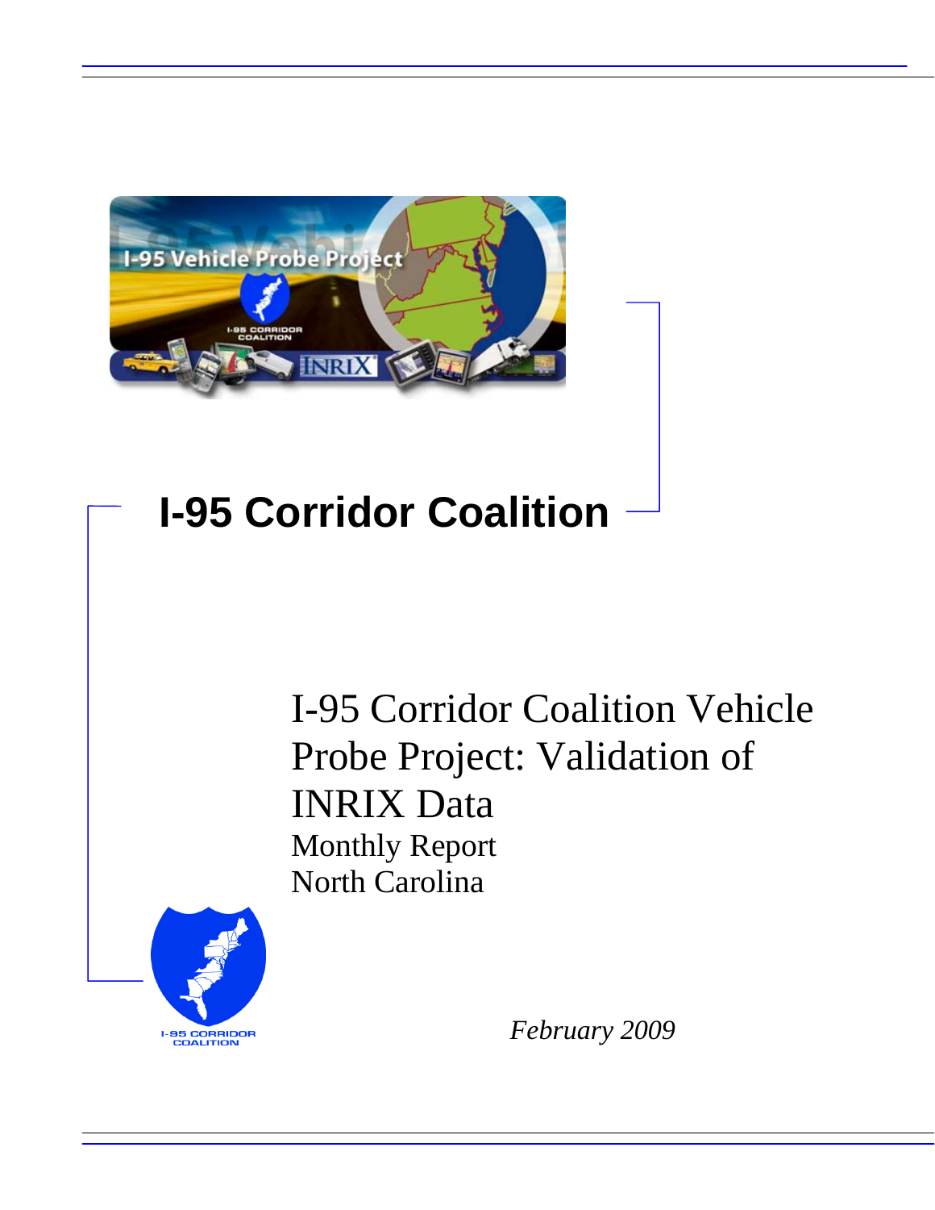# I-95 Corridor Coalition

## I-95 Corridor Coalition Vehicle Probe Project: Validation of INRIX Data

Monthly Report

North Carolina

*February 2009*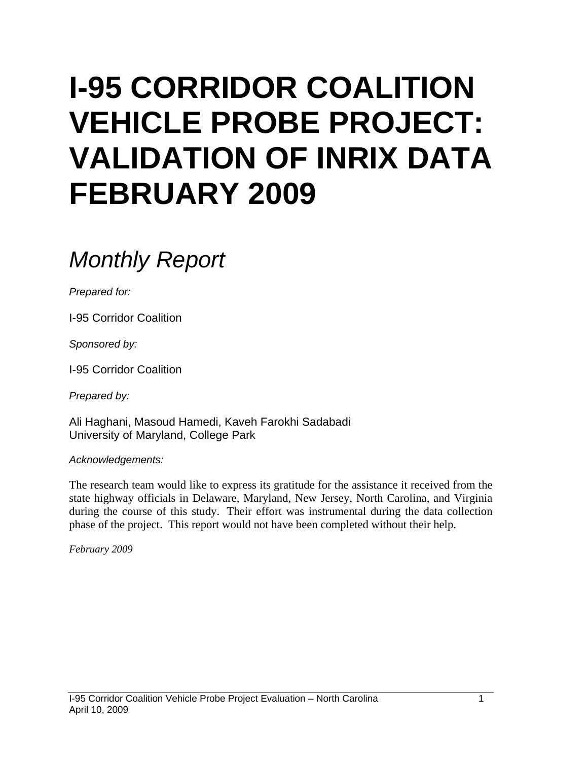# I-95 CORRIDOR COALITION VEHICLE PROBE PROJECT: VALIDATION OF INRIX DATA FEBRUARY 2009

## *Monthly Report*

*Prepared for:*

I-95 Corridor Coalition

*Sponsored by:*

I-95 Corridor Coalition

*Prepared by:*

Ali Haghani, Masoud Hamedi, Kaveh Farokhi Sadabadi
University of Maryland, College Park

*Acknowledgements:*

The research team would like to express its gratitude for the assistance it received from the state highway officials in Delaware, Maryland, New Jersey, North Carolina, and Virginia during the course of this study. Their effort was instrumental during the data collection phase of the project. This report would not have been completed without their help.

*February 2009*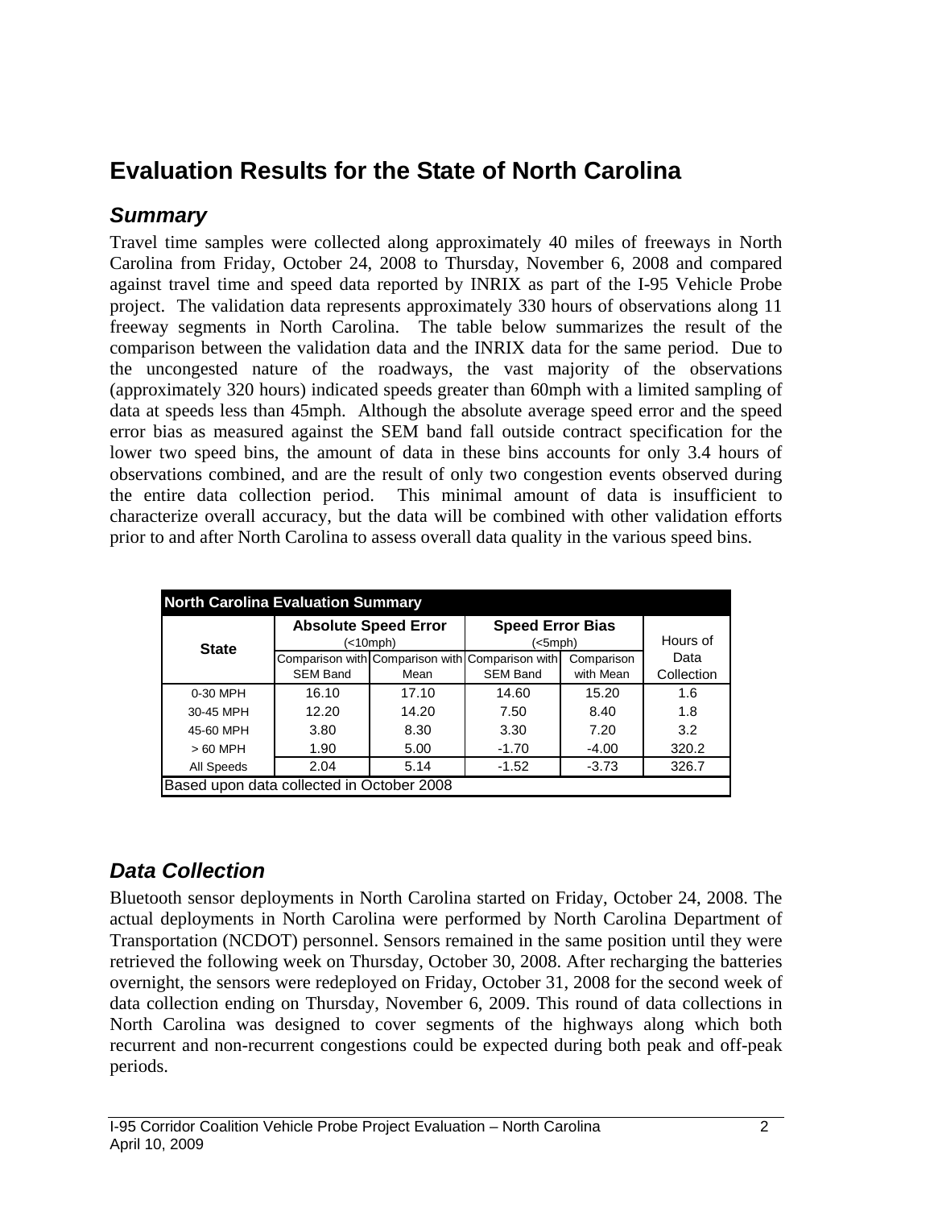# Evaluation Results for the State of North Carolina

## *Summary*

Travel time samples were collected along approximately 40 miles of freeways in North Carolina from Friday, October 24, 2008 to Thursday, November 6, 2008 and compared against travel time and speed data reported by INRIX as part of the I-95 Vehicle Probe project. The validation data represents approximately 330 hours of observations along 11 freeway segments in North Carolina. The table below summarizes the result of the comparison between the validation data and the INRIX data for the same period. Due to the uncongested nature of the roadways, the vast majority of the observations (approximately 320 hours) indicated speeds greater than 60mph with a limited sampling of data at speeds less than 45mph. Although the absolute average speed error and the speed error bias as measured against the SEM band fall outside contract specification for the lower two speed bins, the amount of data in these bins accounts for only 3.4 hours of observations combined, and are the result of only two congestion events observed during the entire data collection period. This minimal amount of data is insufficient to characterize overall accuracy, but the data will be combined with other validation efforts prior to and after North Carolina to assess overall data quality in the various speed bins.

**North Carolina Evaluation Summary**

| State | Absolute Speed Error (<10mph) | | Speed Error Bias (<5mph) | | Hours of Data Collection |
|---|---|---|---|---|---|
| | Comparison with SEM Band | Comparison with Mean | Comparison with SEM Band | Comparison with Mean | |
| 0-30 MPH | 16.10 | 17.10 | 14.60 | 15.20 | 1.6 |
| 30-45 MPH | 12.20 | 14.20 | 7.50 | 8.40 | 1.8 |
| 45-60 MPH | 3.80 | 8.30 | 3.30 | 7.20 | 3.2 |
| > 60 MPH | 1.90 | 5.00 | -1.70 | -4.00 | 320.2 |
| All Speeds | 2.04 | 5.14 | -1.52 | -3.73 | 326.7 |

Based upon data collected in October 2008

## *Data Collection*

Bluetooth sensor deployments in North Carolina started on Friday, October 24, 2008. The actual deployments in North Carolina were performed by North Carolina Department of Transportation (NCDOT) personnel. Sensors remained in the same position until they were retrieved the following week on Thursday, October 30, 2008. After recharging the batteries overnight, the sensors were redeployed on Friday, October 31, 2008 for the second week of data collection ending on Thursday, November 6, 2009. This round of data collections in North Carolina was designed to cover segments of the highways along which both recurrent and non-recurrent congestions could be expected during both peak and off-peak periods.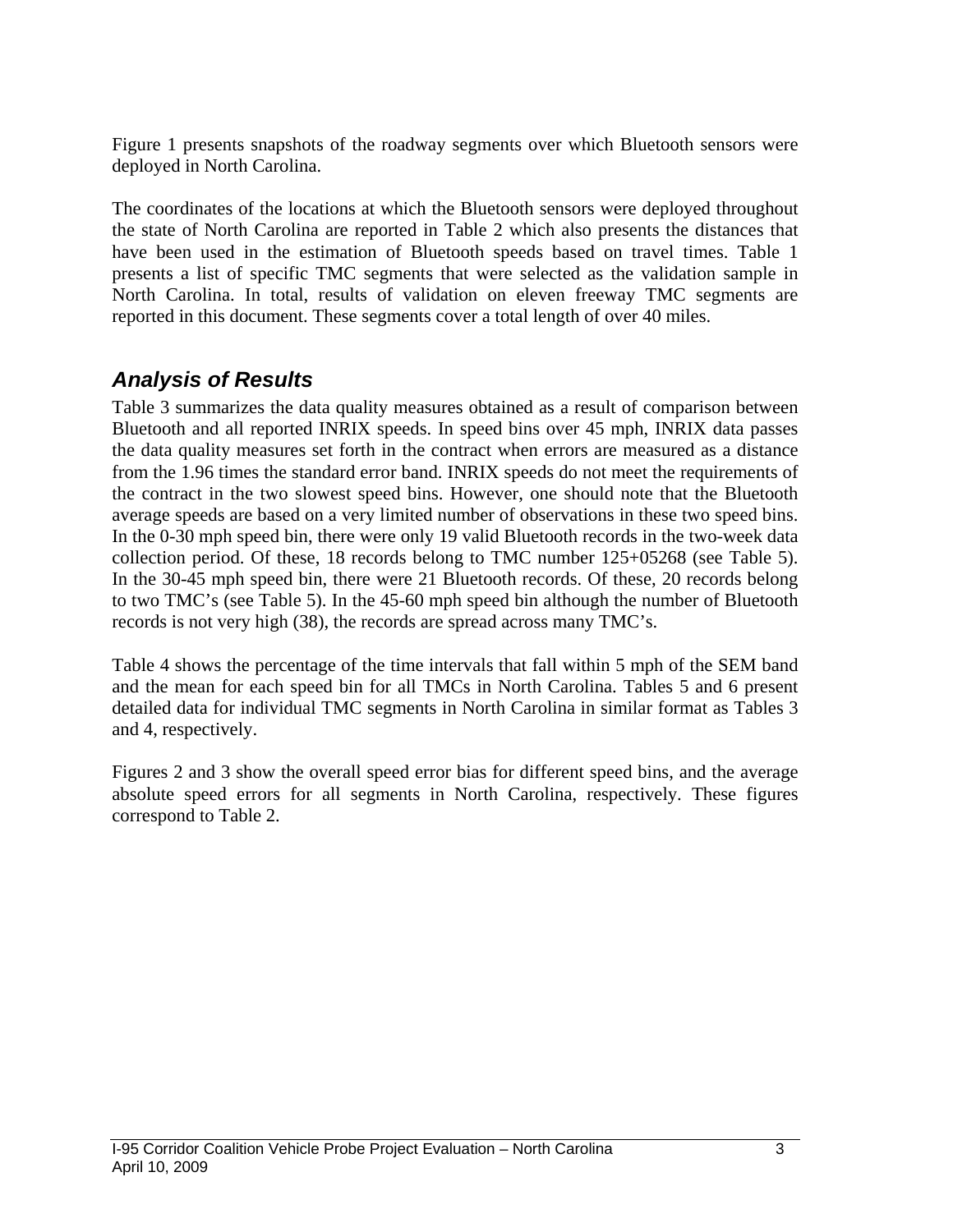Figure 1 presents snapshots of the roadway segments over which Bluetooth sensors were deployed in North Carolina.

The coordinates of the locations at which the Bluetooth sensors were deployed throughout the state of North Carolina are reported in Table 2 which also presents the distances that have been used in the estimation of Bluetooth speeds based on travel times. Table 1 presents a list of specific TMC segments that were selected as the validation sample in North Carolina. In total, results of validation on eleven freeway TMC segments are reported in this document. These segments cover a total length of over 40 miles.

## *Analysis of Results*

Table 3 summarizes the data quality measures obtained as a result of comparison between Bluetooth and all reported INRIX speeds. In speed bins over 45 mph, INRIX data passes the data quality measures set forth in the contract when errors are measured as a distance from the 1.96 times the standard error band. INRIX speeds do not meet the requirements of the contract in the two slowest speed bins. However, one should note that the Bluetooth average speeds are based on a very limited number of observations in these two speed bins. In the 0-30 mph speed bin, there were only 19 valid Bluetooth records in the two-week data collection period. Of these, 18 records belong to TMC number 125+05268 (see Table 5). In the 30-45 mph speed bin, there were 21 Bluetooth records. Of these, 20 records belong to two TMC's (see Table 5). In the 45-60 mph speed bin although the number of Bluetooth records is not very high (38), the records are spread across many TMC's.

Table 4 shows the percentage of the time intervals that fall within 5 mph of the SEM band and the mean for each speed bin for all TMCs in North Carolina. Tables 5 and 6 present detailed data for individual TMC segments in North Carolina in similar format as Tables 3 and 4, respectively.

Figures 2 and 3 show the overall speed error bias for different speed bins, and the average absolute speed errors for all segments in North Carolina, respectively. These figures correspond to Table 2.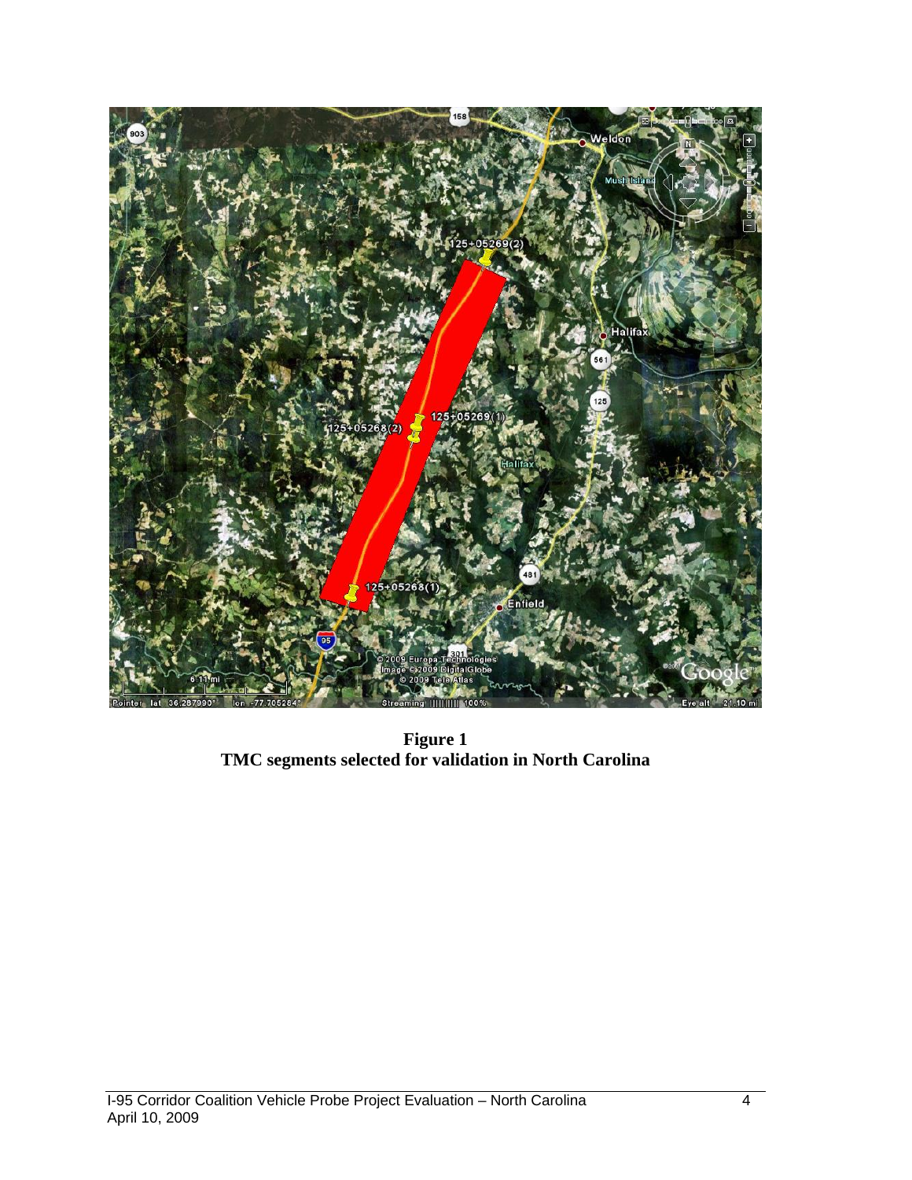**Figure 1**
**TMC segments selected for validation in North Carolina**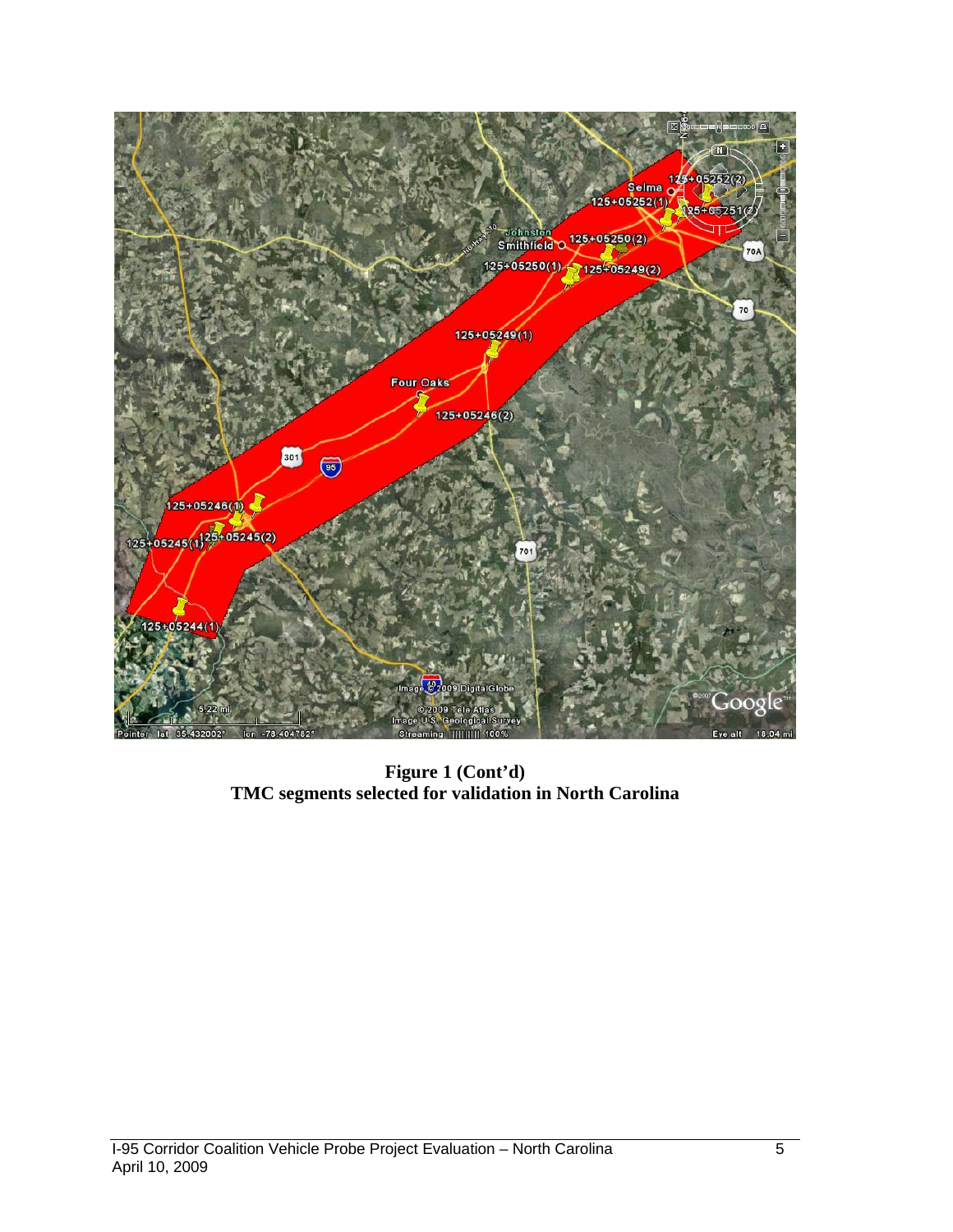**Figure 1 (Cont'd)**
**TMC segments selected for validation in North Carolina**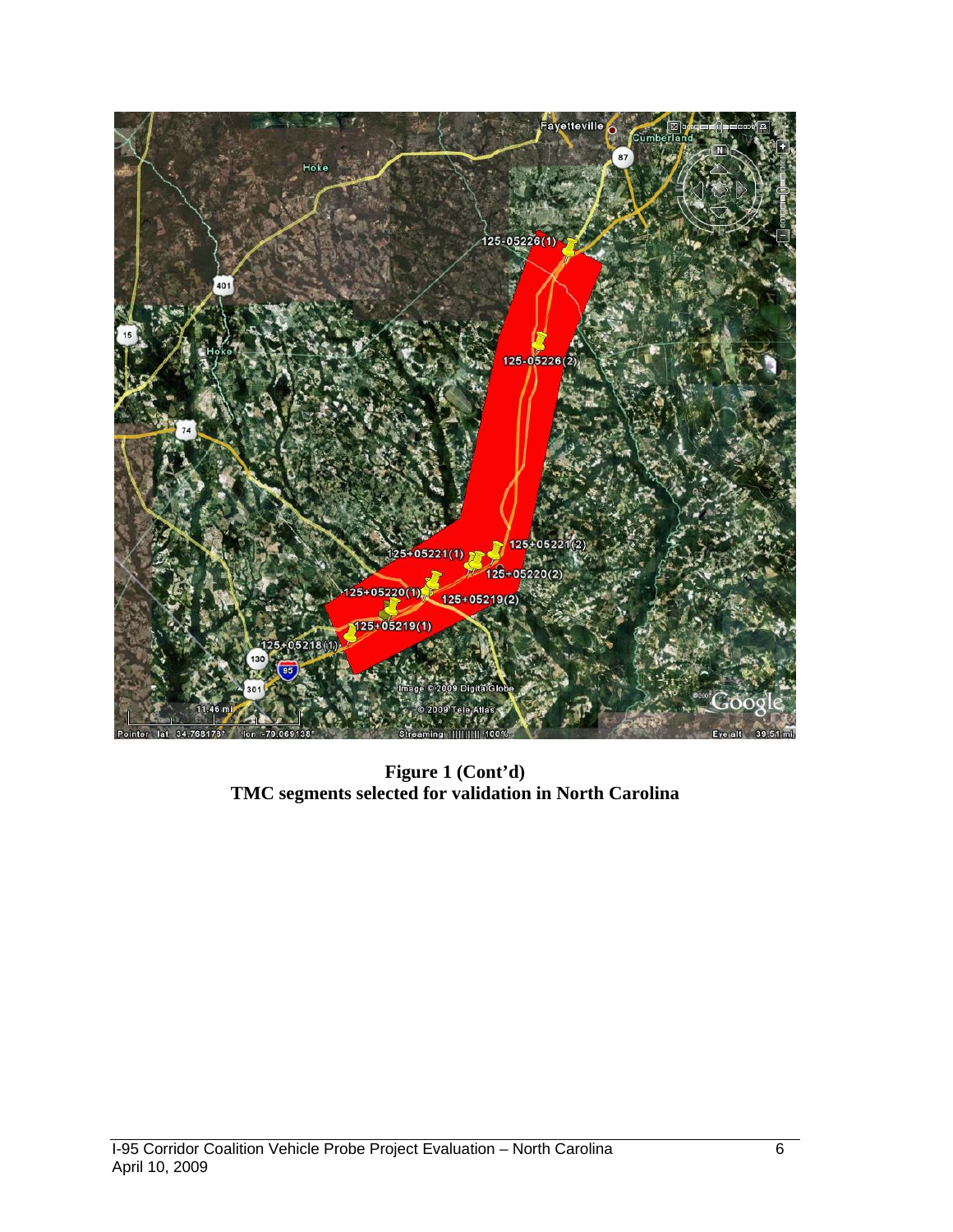**Figure 1 (Cont'd)**
**TMC segments selected for validation in North Carolina**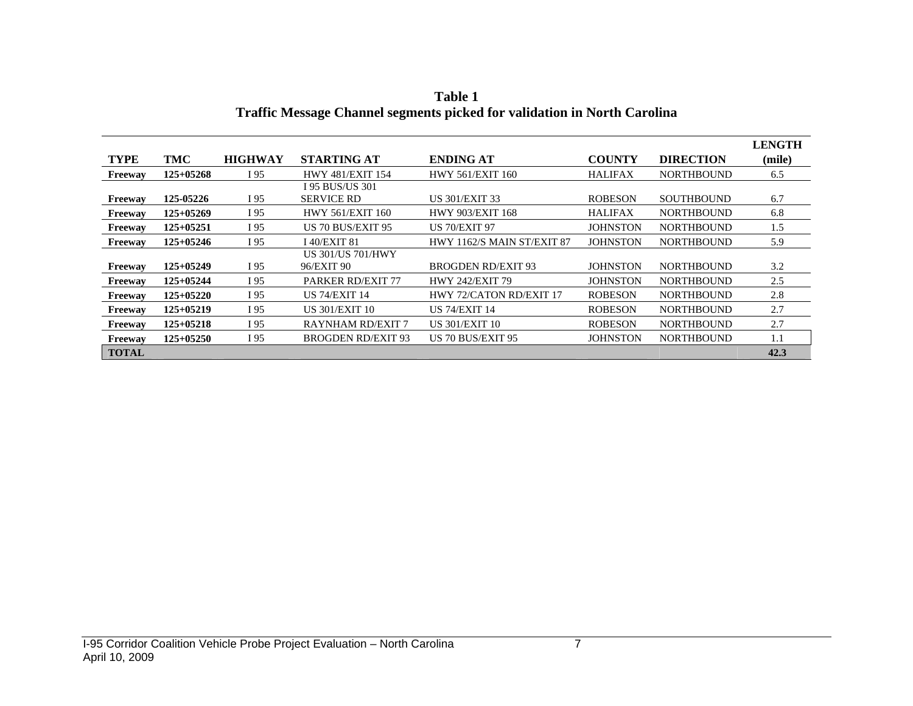**Table 1**
**Traffic Message Channel segments picked for validation in North Carolina**

| TYPE | TMC | HIGHWAY | STARTING AT | ENDING AT | COUNTY | DIRECTION | LENGTH (mile) |
|---|---|---|---|---|---|---|---|
| **Freeway** | **125+05268** | I 95 | HWY 481/EXIT 154 | HWY 561/EXIT 160 | HALIFAX | NORTHBOUND | 6.5 |
| **Freeway** | **125-05226** | I 95 | I 95 BUS/US 301 SERVICE RD | US 301/EXIT 33 | ROBESON | SOUTHBOUND | 6.7 |
| **Freeway** | **125+05269** | I 95 | HWY 561/EXIT 160 | HWY 903/EXIT 168 | HALIFAX | NORTHBOUND | 6.8 |
| **Freeway** | **125+05251** | I 95 | US 70 BUS/EXIT 95 | US 70/EXIT 97 | JOHNSTON | NORTHBOUND | 1.5 |
| **Freeway** | **125+05246** | I 95 | I 40/EXIT 81 | HWY 1162/S MAIN ST/EXIT 87 | JOHNSTON | NORTHBOUND | 5.9 |
| **Freeway** | **125+05249** | I 95 | US 301/US 701/HWY 96/EXIT 90 | BROGDEN RD/EXIT 93 | JOHNSTON | NORTHBOUND | 3.2 |
| **Freeway** | **125+05244** | I 95 | PARKER RD/EXIT 77 | HWY 242/EXIT 79 | JOHNSTON | NORTHBOUND | 2.5 |
| **Freeway** | **125+05220** | I 95 | US 74/EXIT 14 | HWY 72/CATON RD/EXIT 17 | ROBESON | NORTHBOUND | 2.8 |
| **Freeway** | **125+05219** | I 95 | US 301/EXIT 10 | US 74/EXIT 14 | ROBESON | NORTHBOUND | 2.7 |
| **Freeway** | **125+05218** | I 95 | RAYNHAM RD/EXIT 7 | US 301/EXIT 10 | ROBESON | NORTHBOUND | 2.7 |
| **Freeway** | **125+05250** | I 95 | BROGDEN RD/EXIT 93 | US 70 BUS/EXIT 95 | JOHNSTON | NORTHBOUND | 1.1 |
| **TOTAL** | | | | | | | **42.3** |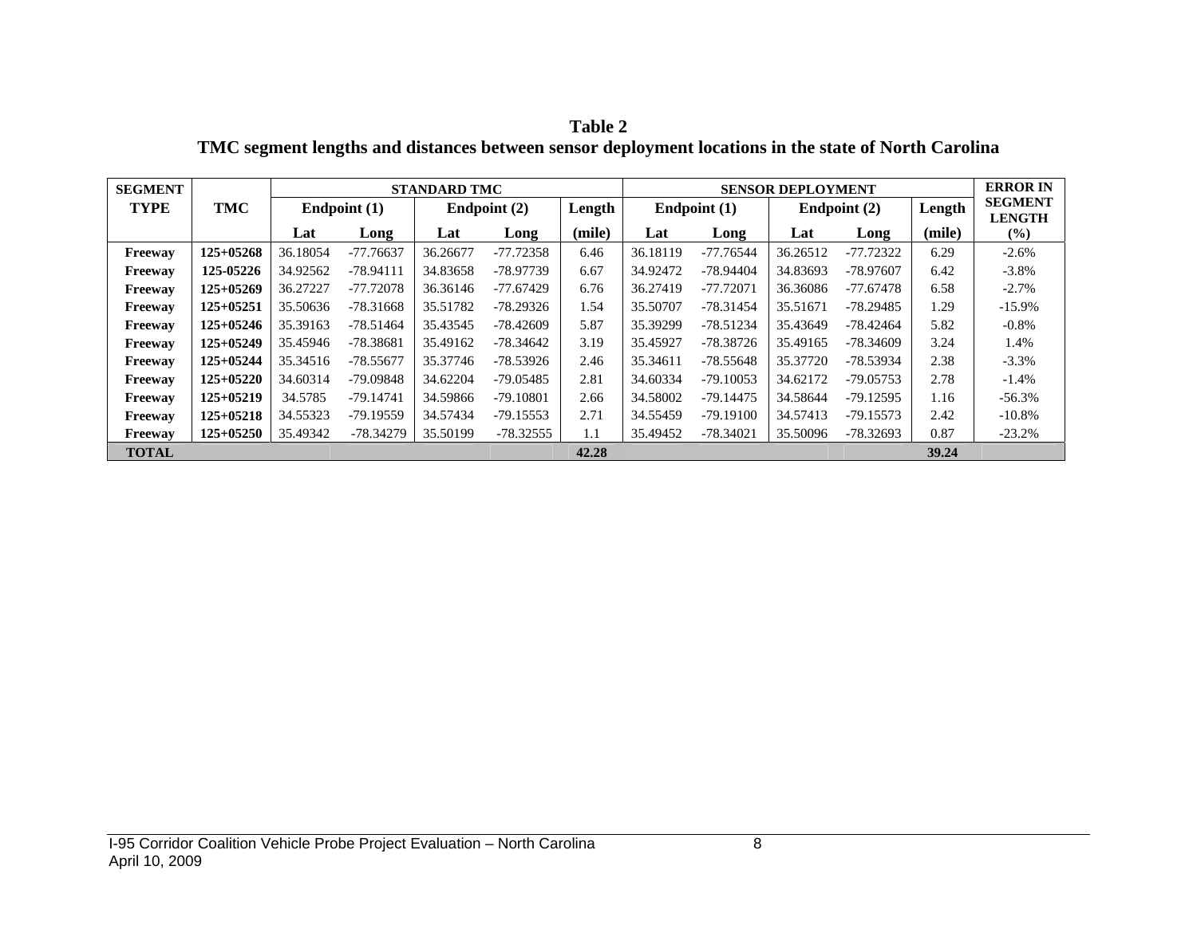**Table 2**

**TMC segment lengths and distances between sensor deployment locations in the state of North Carolina**

| SEGMENT TYPE | TMC | STANDARD TMC | | | | | SENSOR DEPLOYMENT | | | | | ERROR IN SEGMENT LENGTH |
|---|---|---|---|---|---|---|---|---|---|---|---|---|
| | | Endpoint (1) | | Endpoint (2) | | Length | Endpoint (1) | | Endpoint (2) | | Length | |
| | | Lat | Long | Lat | Long | (mile) | Lat | Long | Lat | Long | (mile) | (%) |
| **Freeway** | **125+05268** | 36.18054 | -77.76637 | 36.26677 | -77.72358 | 6.46 | 36.18119 | -77.76544 | 36.26512 | -77.72322 | 6.29 | -2.6% |
| **Freeway** | **125-05226** | 34.92562 | -78.94111 | 34.83658 | -78.97739 | 6.67 | 34.92472 | -78.94404 | 34.83693 | -78.97607 | 6.42 | -3.8% |
| **Freeway** | **125+05269** | 36.27227 | -77.72078 | 36.36146 | -77.67429 | 6.76 | 36.27419 | -77.72071 | 36.36086 | -77.67478 | 6.58 | -2.7% |
| **Freeway** | **125+05251** | 35.50636 | -78.31668 | 35.51782 | -78.29326 | 1.54 | 35.50707 | -78.31454 | 35.51671 | -78.29485 | 1.29 | -15.9% |
| **Freeway** | **125+05246** | 35.39163 | -78.51464 | 35.43545 | -78.42609 | 5.87 | 35.39299 | -78.51234 | 35.43649 | -78.42464 | 5.82 | -0.8% |
| **Freeway** | **125+05249** | 35.45946 | -78.38681 | 35.49162 | -78.34642 | 3.19 | 35.45927 | -78.38726 | 35.49165 | -78.34609 | 3.24 | 1.4% |
| **Freeway** | **125+05244** | 35.34516 | -78.55677 | 35.37746 | -78.53926 | 2.46 | 35.34611 | -78.55648 | 35.37720 | -78.53934 | 2.38 | -3.3% |
| **Freeway** | **125+05220** | 34.60314 | -79.09848 | 34.62204 | -79.05485 | 2.81 | 34.60334 | -79.10053 | 34.62172 | -79.05753 | 2.78 | -1.4% |
| **Freeway** | **125+05219** | 34.5785 | -79.14741 | 34.59866 | -79.10801 | 2.66 | 34.58002 | -79.14475 | 34.58644 | -79.12595 | 1.16 | -56.3% |
| **Freeway** | **125+05218** | 34.55323 | -79.19559 | 34.57434 | -79.15553 | 2.71 | 34.55459 | -79.19100 | 34.57413 | -79.15573 | 2.42 | -10.8% |
| **Freeway** | **125+05250** | 35.49342 | -78.34279 | 35.50199 | -78.32555 | 1.1 | 35.49452 | -78.34021 | 35.50096 | -78.32693 | 0.87 | -23.2% |
| **TOTAL** | | | | | | **42.28** | | | | | **39.24** | |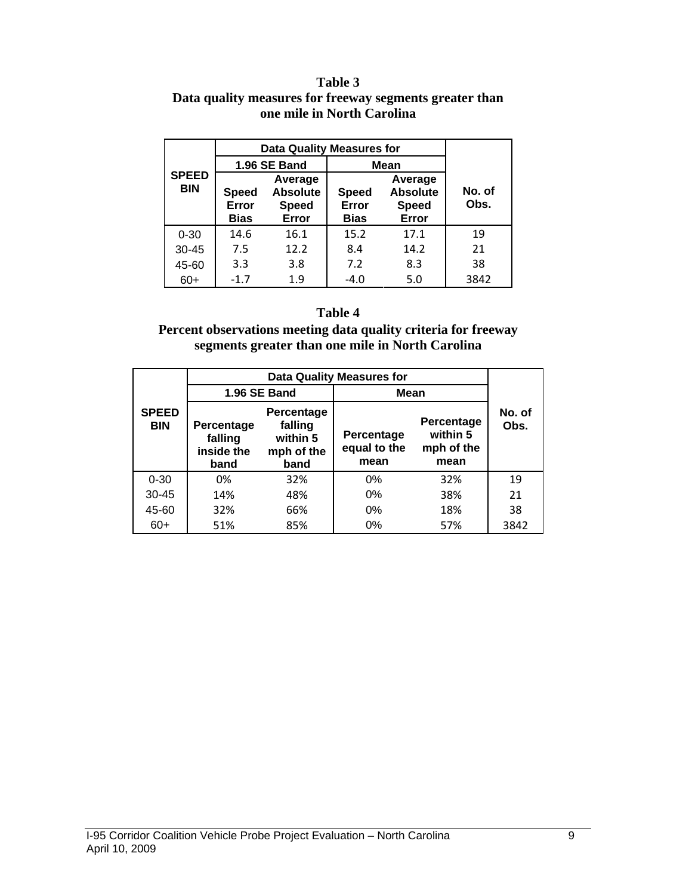**Table 3**
**Data quality measures for freeway segments greater than one mile in North Carolina**

| SPEED BIN | Data Quality Measures for | | | | No. of Obs. |
|---|---|---|---|---|---|
| | 1.96 SE Band | | Mean | | |
| | Speed Error Bias | Average Absolute Speed Error | Speed Error Bias | Average Absolute Speed Error | |
| 0-30 | 14.6 | 16.1 | 15.2 | 17.1 | 19 |
| 30-45 | 7.5 | 12.2 | 8.4 | 14.2 | 21 |
| 45-60 | 3.3 | 3.8 | 7.2 | 8.3 | 38 |
| 60+ | -1.7 | 1.9 | -4.0 | 5.0 | 3842 |

**Table 4**
**Percent observations meeting data quality criteria for freeway segments greater than one mile in North Carolina**

| SPEED BIN | Data Quality Measures for | | | | No. of Obs. |
|---|---|---|---|---|---|
| | 1.96 SE Band | | Mean | | |
| | Percentage falling inside the band | Percentage falling within 5 mph of the band | Percentage equal to the mean | Percentage within 5 mph of the mean | |
| 0-30 | 0% | 32% | 0% | 32% | 19 |
| 30-45 | 14% | 48% | 0% | 38% | 21 |
| 45-60 | 32% | 66% | 0% | 18% | 38 |
| 60+ | 51% | 85% | 0% | 57% | 3842 |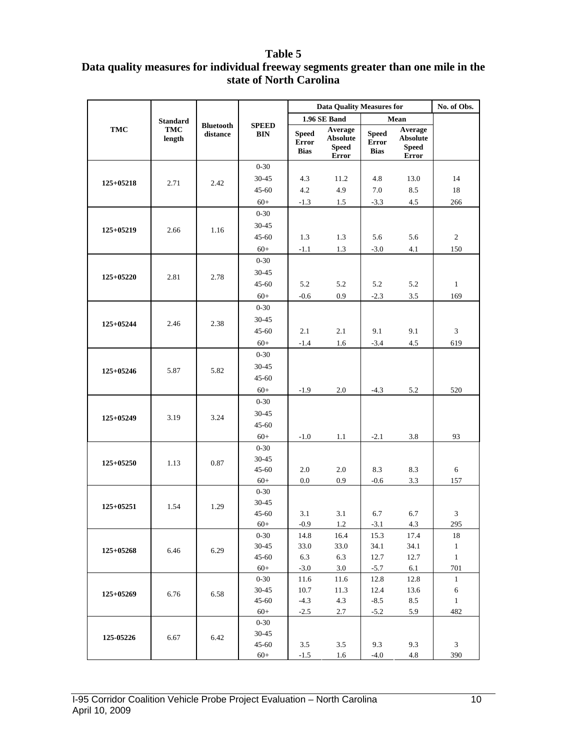# Table 5
## Data quality measures for individual freeway segments greater than one mile in the state of North Carolina

| TMC | Standard TMC length | Bluetooth distance | SPEED BIN | Data Quality Measures for | | | | No. of Obs. |
|---|---|---|---|---|---|---|---|---|
| | | | | 1.96 SE Band | | Mean | | |
| | | | | Speed Error Bias | Average Absolute Speed Error | Speed Error Bias | Average Absolute Speed Error | |
| 125+05218 | 2.71 | 2.42 | 0-30 | | | | | |
| | | | 30-45 | 4.3 | 11.2 | 4.8 | 13.0 | 14 |
| | | | 45-60 | 4.2 | 4.9 | 7.0 | 8.5 | 18 |
| | | | 60+ | -1.3 | 1.5 | -3.3 | 4.5 | 266 |
| 125+05219 | 2.66 | 1.16 | 0-30 | | | | | |
| | | | 30-45 | | | | | |
| | | | 45-60 | 1.3 | 1.3 | 5.6 | 5.6 | 2 |
| | | | 60+ | -1.1 | 1.3 | -3.0 | 4.1 | 150 |
| 125+05220 | 2.81 | 2.78 | 0-30 | | | | | |
| | | | 30-45 | | | | | |
| | | | 45-60 | 5.2 | 5.2 | 5.2 | 5.2 | 1 |
| | | | 60+ | -0.6 | 0.9 | -2.3 | 3.5 | 169 |
| 125+05244 | 2.46 | 2.38 | 0-30 | | | | | |
| | | | 30-45 | | | | | |
| | | | 45-60 | 2.1 | 2.1 | 9.1 | 9.1 | 3 |
| | | | 60+ | -1.4 | 1.6 | -3.4 | 4.5 | 619 |
| 125+05246 | 5.87 | 5.82 | 0-30 | | | | | |
| | | | 30-45 | | | | | |
| | | | 45-60 | | | | | |
| | | | 60+ | -1.9 | 2.0 | -4.3 | 5.2 | 520 |
| 125+05249 | 3.19 | 3.24 | 0-30 | | | | | |
| | | | 30-45 | | | | | |
| | | | 45-60 | | | | | |
| | | | 60+ | -1.0 | 1.1 | -2.1 | 3.8 | 93 |
| 125+05250 | 1.13 | 0.87 | 0-30 | | | | | |
| | | | 30-45 | | | | | |
| | | | 45-60 | 2.0 | 2.0 | 8.3 | 8.3 | 6 |
| | | | 60+ | 0.0 | 0.9 | -0.6 | 3.3 | 157 |
| 125+05251 | 1.54 | 1.29 | 0-30 | | | | | |
| | | | 30-45 | | | | | |
| | | | 45-60 | 3.1 | 3.1 | 6.7 | 6.7 | 3 |
| | | | 60+ | -0.9 | 1.2 | -3.1 | 4.3 | 295 |
| 125+05268 | 6.46 | 6.29 | 0-30 | 14.8 | 16.4 | 15.3 | 17.4 | 18 |
| | | | 30-45 | 33.0 | 33.0 | 34.1 | 34.1 | 1 |
| | | | 45-60 | 6.3 | 6.3 | 12.7 | 12.7 | 1 |
| | | | 60+ | -3.0 | 3.0 | -5.7 | 6.1 | 701 |
| 125+05269 | 6.76 | 6.58 | 0-30 | 11.6 | 11.6 | 12.8 | 12.8 | 1 |
| | | | 30-45 | 10.7 | 11.3 | 12.4 | 13.6 | 6 |
| | | | 45-60 | -4.3 | 4.3 | -8.5 | 8.5 | 1 |
| | | | 60+ | -2.5 | 2.7 | -5.2 | 5.9 | 482 |
| 125-05226 | 6.67 | 6.42 | 0-30 | | | | | |
| | | | 30-45 | | | | | |
| | | | 45-60 | 3.5 | 3.5 | 9.3 | 9.3 | 3 |
| | | | 60+ | -1.5 | 1.6 | -4.0 | 4.8 | 390 |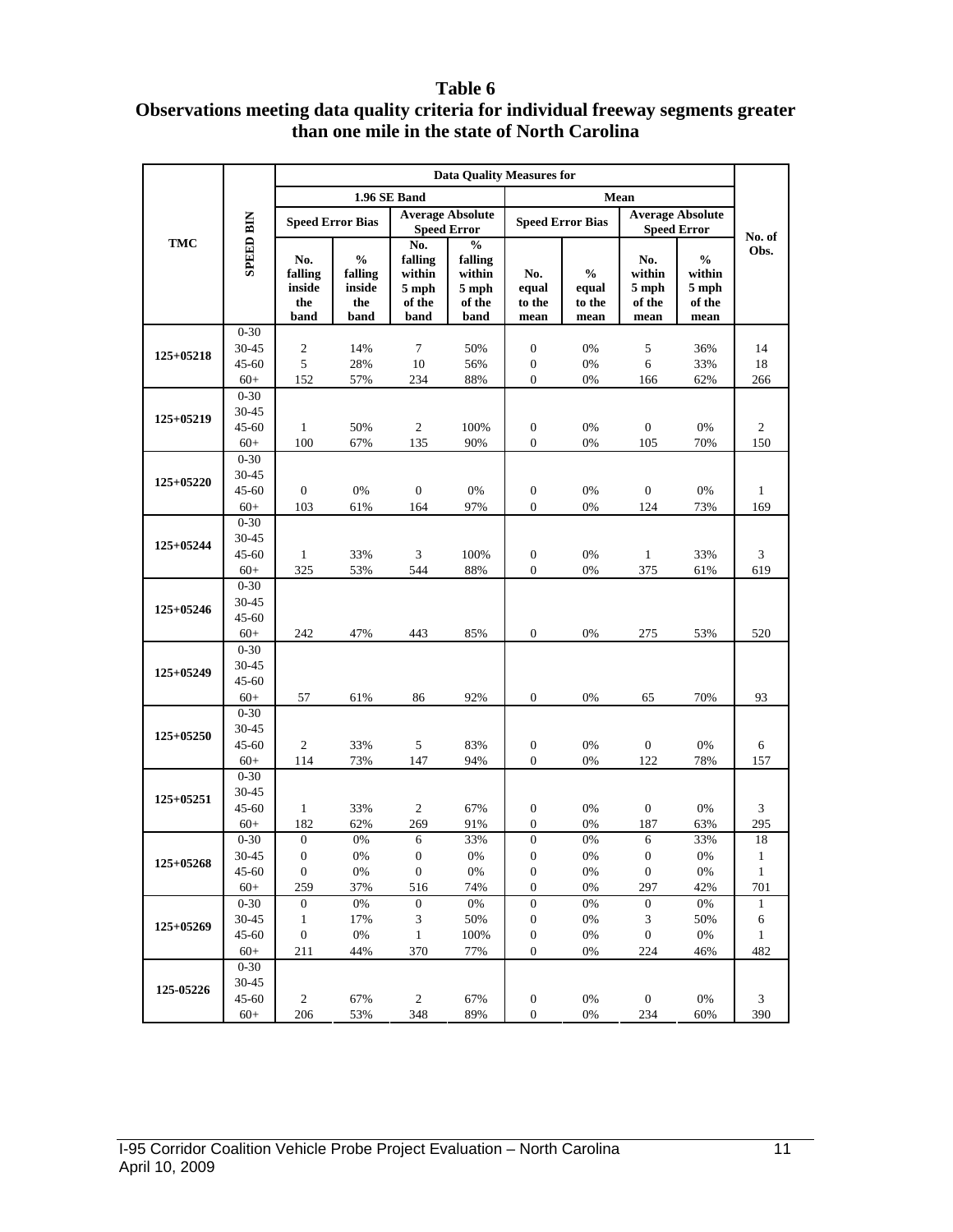**Table 6**
**Observations meeting data quality criteria for individual freeway segments greater than one mile in the state of North Carolina**

| TMC | SPEED BIN | Data Quality Measures for | | | | | | | | No. of Obs. |
|---|---|---|---|---|---|---|---|---|---|---|
| | | 1.96 SE Band | | | | Mean | | | | |
| | | Speed Error Bias | | Average Absolute Speed Error | | Speed Error Bias | | Average Absolute Speed Error | | |
| | | No. falling inside the band | % falling inside the band | No. falling within 5 mph of the band | % falling within 5 mph of the band | No. equal to the mean | % equal to the mean | No. within 5 mph of the mean | % within 5 mph of the mean | |
| 125+05218 | 0-30 | | | | | | | | | |
| | 30-45 | 2 | 14% | 7 | 50% | 0 | 0% | 5 | 36% | 14 |
| | 45-60 | 5 | 28% | 10 | 56% | 0 | 0% | 6 | 33% | 18 |
| | 60+ | 152 | 57% | 234 | 88% | 0 | 0% | 166 | 62% | 266 |
| 125+05219 | 0-30 | | | | | | | | | |
| | 30-45 | | | | | | | | | |
| | 45-60 | 1 | 50% | 2 | 100% | 0 | 0% | 0 | 0% | 2 |
| | 60+ | 100 | 67% | 135 | 90% | 0 | 0% | 105 | 70% | 150 |
| 125+05220 | 0-30 | | | | | | | | | |
| | 30-45 | | | | | | | | | |
| | 45-60 | 0 | 0% | 0 | 0% | 0 | 0% | 0 | 0% | 1 |
| | 60+ | 103 | 61% | 164 | 97% | 0 | 0% | 124 | 73% | 169 |
| 125+05244 | 0-30 | | | | | | | | | |
| | 30-45 | | | | | | | | | |
| | 45-60 | 1 | 33% | 3 | 100% | 0 | 0% | 1 | 33% | 3 |
| | 60+ | 325 | 53% | 544 | 88% | 0 | 0% | 375 | 61% | 619 |
| 125+05246 | 0-30 | | | | | | | | | |
| | 30-45 | | | | | | | | | |
| | 45-60 | | | | | | | | | |
| | 60+ | 242 | 47% | 443 | 85% | 0 | 0% | 275 | 53% | 520 |
| 125+05249 | 0-30 | | | | | | | | | |
| | 30-45 | | | | | | | | | |
| | 45-60 | | | | | | | | | |
| | 60+ | 57 | 61% | 86 | 92% | 0 | 0% | 65 | 70% | 93 |
| 125+05250 | 0-30 | | | | | | | | | |
| | 30-45 | | | | | | | | | |
| | 45-60 | 2 | 33% | 5 | 83% | 0 | 0% | 0 | 0% | 6 |
| | 60+ | 114 | 73% | 147 | 94% | 0 | 0% | 122 | 78% | 157 |
| 125+05251 | 0-30 | | | | | | | | | |
| | 30-45 | | | | | | | | | |
| | 45-60 | 1 | 33% | 2 | 67% | 0 | 0% | 0 | 0% | 3 |
| | 60+ | 182 | 62% | 269 | 91% | 0 | 0% | 187 | 63% | 295 |
| 125+05268 | 0-30 | 0 | 0% | 6 | 33% | 0 | 0% | 6 | 33% | 18 |
| | 30-45 | 0 | 0% | 0 | 0% | 0 | 0% | 0 | 0% | 1 |
| | 45-60 | 0 | 0% | 0 | 0% | 0 | 0% | 0 | 0% | 1 |
| | 60+ | 259 | 37% | 516 | 74% | 0 | 0% | 297 | 42% | 701 |
| 125+05269 | 0-30 | 0 | 0% | 0 | 0% | 0 | 0% | 0 | 0% | 1 |
| | 30-45 | 1 | 17% | 3 | 50% | 0 | 0% | 3 | 50% | 6 |
| | 45-60 | 0 | 0% | 1 | 100% | 0 | 0% | 0 | 0% | 1 |
| | 60+ | 211 | 44% | 370 | 77% | 0 | 0% | 224 | 46% | 482 |
| 125-05226 | 0-30 | | | | | | | | | |
| | 30-45 | | | | | | | | | |
| | 45-60 | 2 | 67% | 2 | 67% | 0 | 0% | 0 | 0% | 3 |
| | 60+ | 206 | 53% | 348 | 89% | 0 | 0% | 234 | 60% | 390 |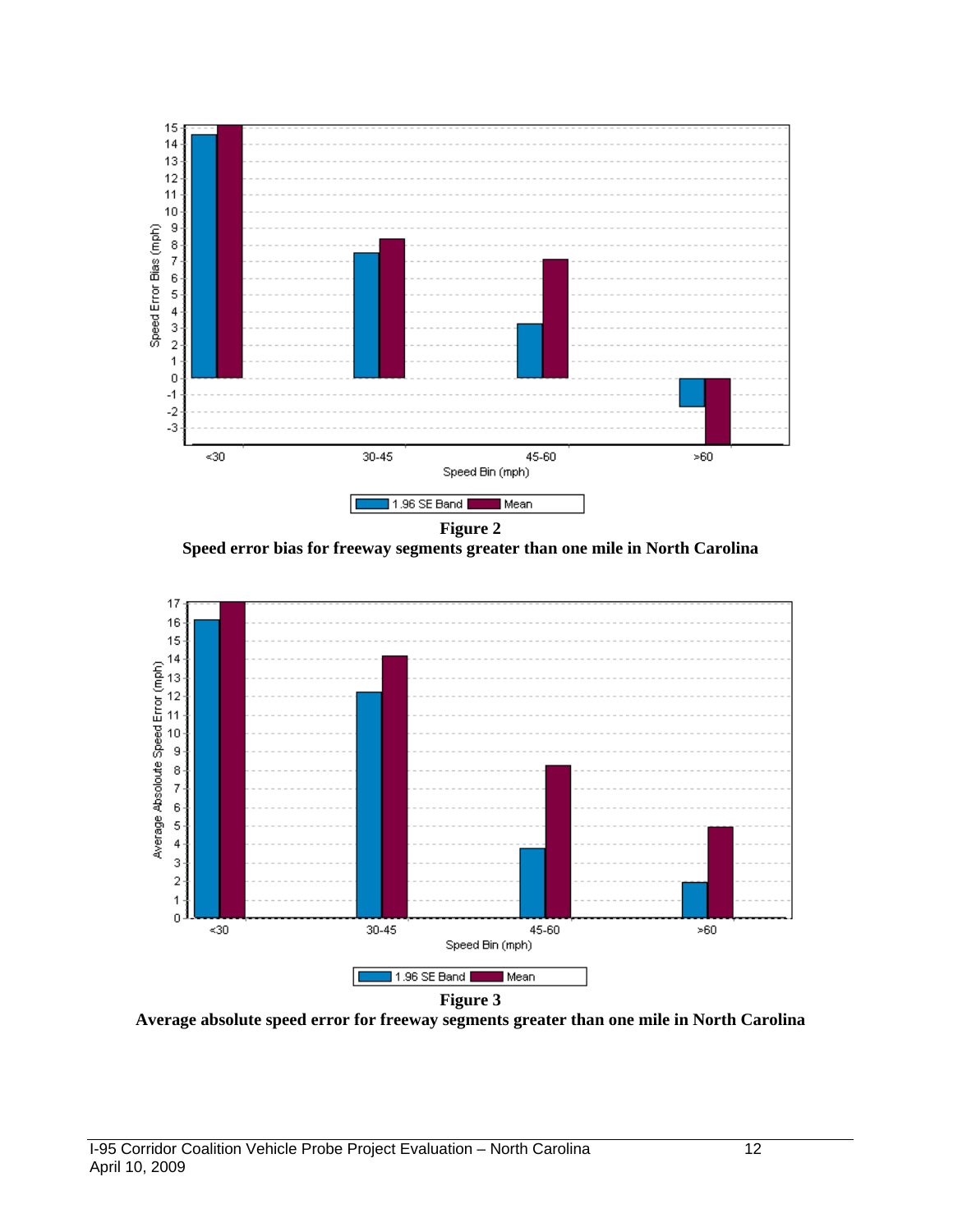Speed Error Bias (mph)

15
14
13
12
11
10
9
8
7
6
5
4
3
2
1
0
-1
-2
-3

<30
30-45
45-60
>60

Speed Bin (mph)

1.96 SE Band
Mean

**Figure 2**

**Speed error bias for freeway segments greater than one mile in North Carolina**

Average Absoloute Speed Error (mph)

17
16
15
14
13
12
11
10
9
8
7
6
5
4
3
2
1
0

<30
30-45
45-60
>60

Speed Bin (mph)

1.96 SE Band
Mean

**Figure 3**

**Average absolute speed error for freeway segments greater than one mile in North Carolina**